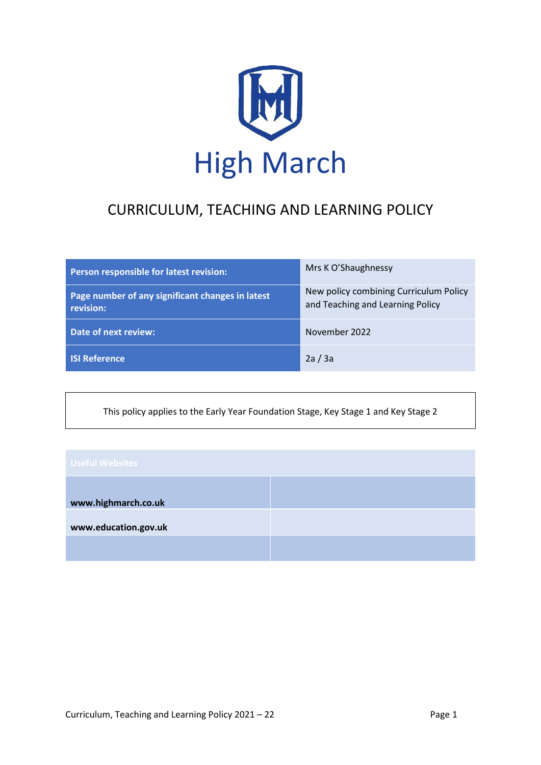# High March

## CURRICULUM, TEACHING AND LEARNING POLICY

| Person responsible for latest revision: | Mrs K O'Shaughnessy |
|---|---|
| Page number of any significant changes in latest revision: | New policy combining Curriculum Policy and Teaching and Learning Policy |
| Date of next review: | November 2022 |
| ISI Reference | 2a / 3a |

This policy applies to the Early Year Foundation Stage, Key Stage 1 and Key Stage 2

| Useful Websites | |
|---|---|
| **www.highmarch.co.uk** | |
| **www.education.gov.uk** | |
| | |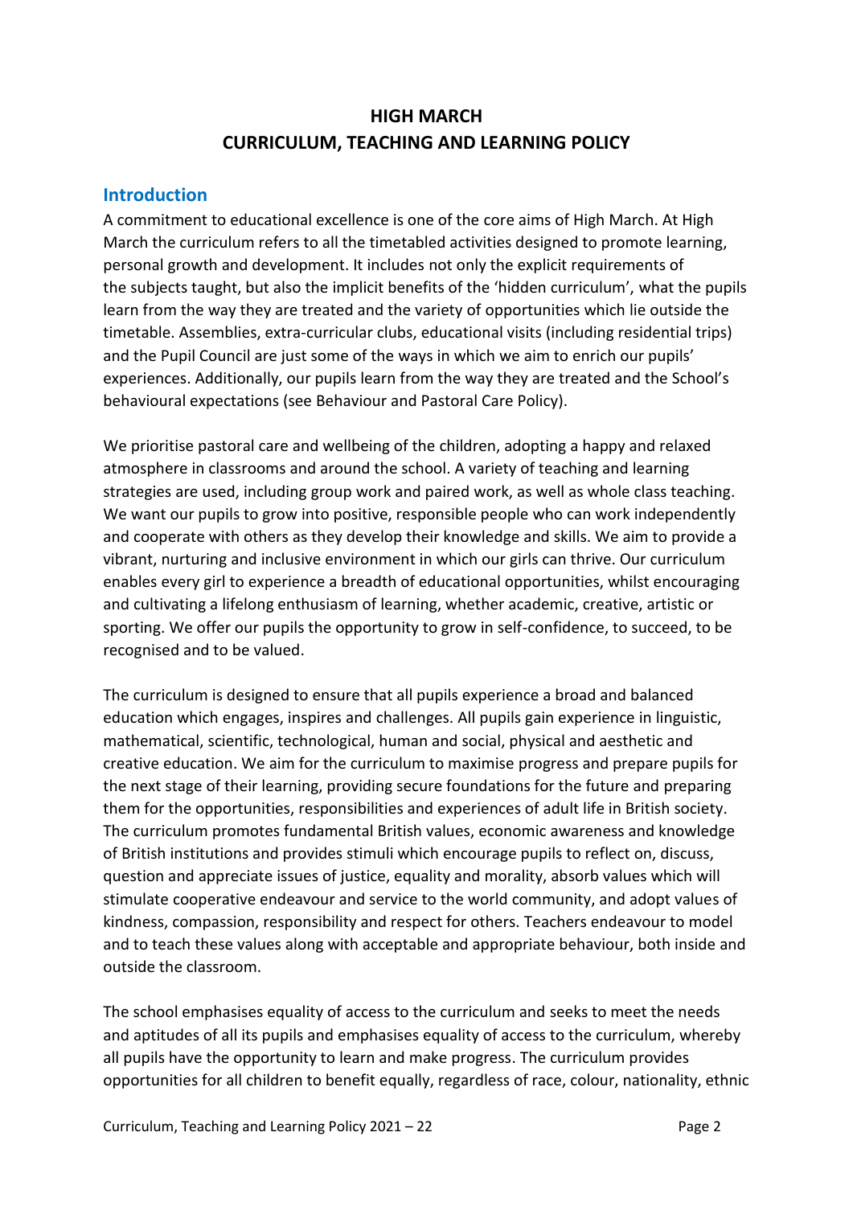# HIGH MARCH
# CURRICULUM, TEACHING AND LEARNING POLICY

## Introduction

A commitment to educational excellence is one of the core aims of High March. At High March the curriculum refers to all the timetabled activities designed to promote learning, personal growth and development. It includes not only the explicit requirements of the subjects taught, but also the implicit benefits of the 'hidden curriculum', what the pupils learn from the way they are treated and the variety of opportunities which lie outside the timetable. Assemblies, extra-curricular clubs, educational visits (including residential trips) and the Pupil Council are just some of the ways in which we aim to enrich our pupils' experiences. Additionally, our pupils learn from the way they are treated and the School's behavioural expectations (see Behaviour and Pastoral Care Policy).

We prioritise pastoral care and wellbeing of the children, adopting a happy and relaxed atmosphere in classrooms and around the school. A variety of teaching and learning strategies are used, including group work and paired work, as well as whole class teaching. We want our pupils to grow into positive, responsible people who can work independently and cooperate with others as they develop their knowledge and skills. We aim to provide a vibrant, nurturing and inclusive environment in which our girls can thrive. Our curriculum enables every girl to experience a breadth of educational opportunities, whilst encouraging and cultivating a lifelong enthusiasm of learning, whether academic, creative, artistic or sporting. We offer our pupils the opportunity to grow in self-confidence, to succeed, to be recognised and to be valued.

The curriculum is designed to ensure that all pupils experience a broad and balanced education which engages, inspires and challenges. All pupils gain experience in linguistic, mathematical, scientific, technological, human and social, physical and aesthetic and creative education. We aim for the curriculum to maximise progress and prepare pupils for the next stage of their learning, providing secure foundations for the future and preparing them for the opportunities, responsibilities and experiences of adult life in British society. The curriculum promotes fundamental British values, economic awareness and knowledge of British institutions and provides stimuli which encourage pupils to reflect on, discuss, question and appreciate issues of justice, equality and morality, absorb values which will stimulate cooperative endeavour and service to the world community, and adopt values of kindness, compassion, responsibility and respect for others. Teachers endeavour to model and to teach these values along with acceptable and appropriate behaviour, both inside and outside the classroom.

The school emphasises equality of access to the curriculum and seeks to meet the needs and aptitudes of all its pupils and emphasises equality of access to the curriculum, whereby all pupils have the opportunity to learn and make progress. The curriculum provides opportunities for all children to benefit equally, regardless of race, colour, nationality, ethnic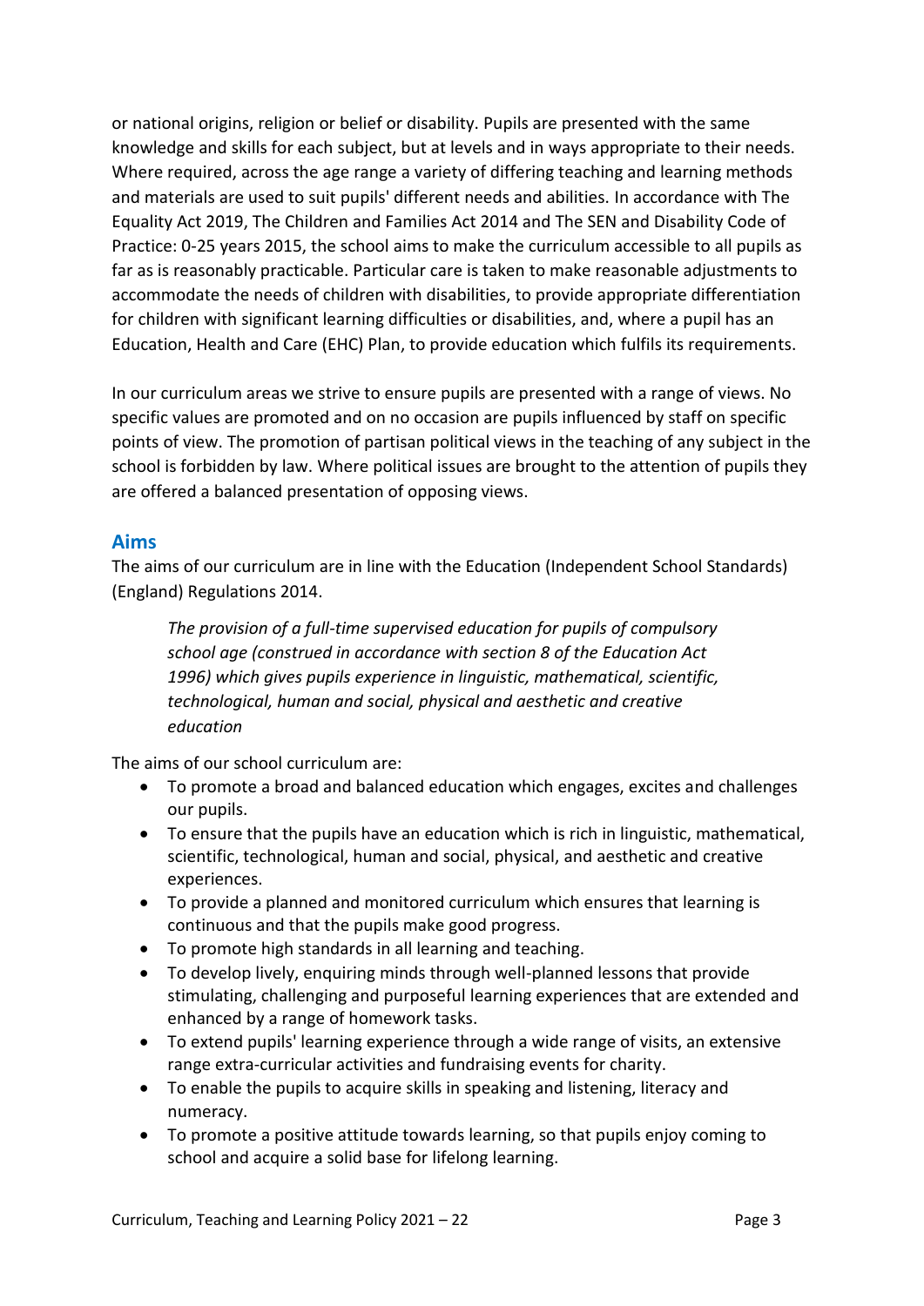or national origins, religion or belief or disability. Pupils are presented with the same knowledge and skills for each subject, but at levels and in ways appropriate to their needs. Where required, across the age range a variety of differing teaching and learning methods and materials are used to suit pupils' different needs and abilities. In accordance with The Equality Act 2019, The Children and Families Act 2014 and The SEN and Disability Code of Practice: 0-25 years 2015, the school aims to make the curriculum accessible to all pupils as far as is reasonably practicable. Particular care is taken to make reasonable adjustments to accommodate the needs of children with disabilities, to provide appropriate differentiation for children with significant learning difficulties or disabilities, and, where a pupil has an Education, Health and Care (EHC) Plan, to provide education which fulfils its requirements.

In our curriculum areas we strive to ensure pupils are presented with a range of views. No specific values are promoted and on no occasion are pupils influenced by staff on specific points of view. The promotion of partisan political views in the teaching of any subject in the school is forbidden by law. Where political issues are brought to the attention of pupils they are offered a balanced presentation of opposing views.

## Aims

The aims of our curriculum are in line with the Education (Independent School Standards) (England) Regulations 2014.

> *The provision of a full-time supervised education for pupils of compulsory school age (construed in accordance with section 8 of the Education Act 1996) which gives pupils experience in linguistic, mathematical, scientific, technological, human and social, physical and aesthetic and creative education*

The aims of our school curriculum are:

- To promote a broad and balanced education which engages, excites and challenges our pupils.
- To ensure that the pupils have an education which is rich in linguistic, mathematical, scientific, technological, human and social, physical, and aesthetic and creative experiences.
- To provide a planned and monitored curriculum which ensures that learning is continuous and that the pupils make good progress.
- To promote high standards in all learning and teaching.
- To develop lively, enquiring minds through well-planned lessons that provide stimulating, challenging and purposeful learning experiences that are extended and enhanced by a range of homework tasks.
- To extend pupils' learning experience through a wide range of visits, an extensive range extra-curricular activities and fundraising events for charity.
- To enable the pupils to acquire skills in speaking and listening, literacy and numeracy.
- To promote a positive attitude towards learning, so that pupils enjoy coming to school and acquire a solid base for lifelong learning.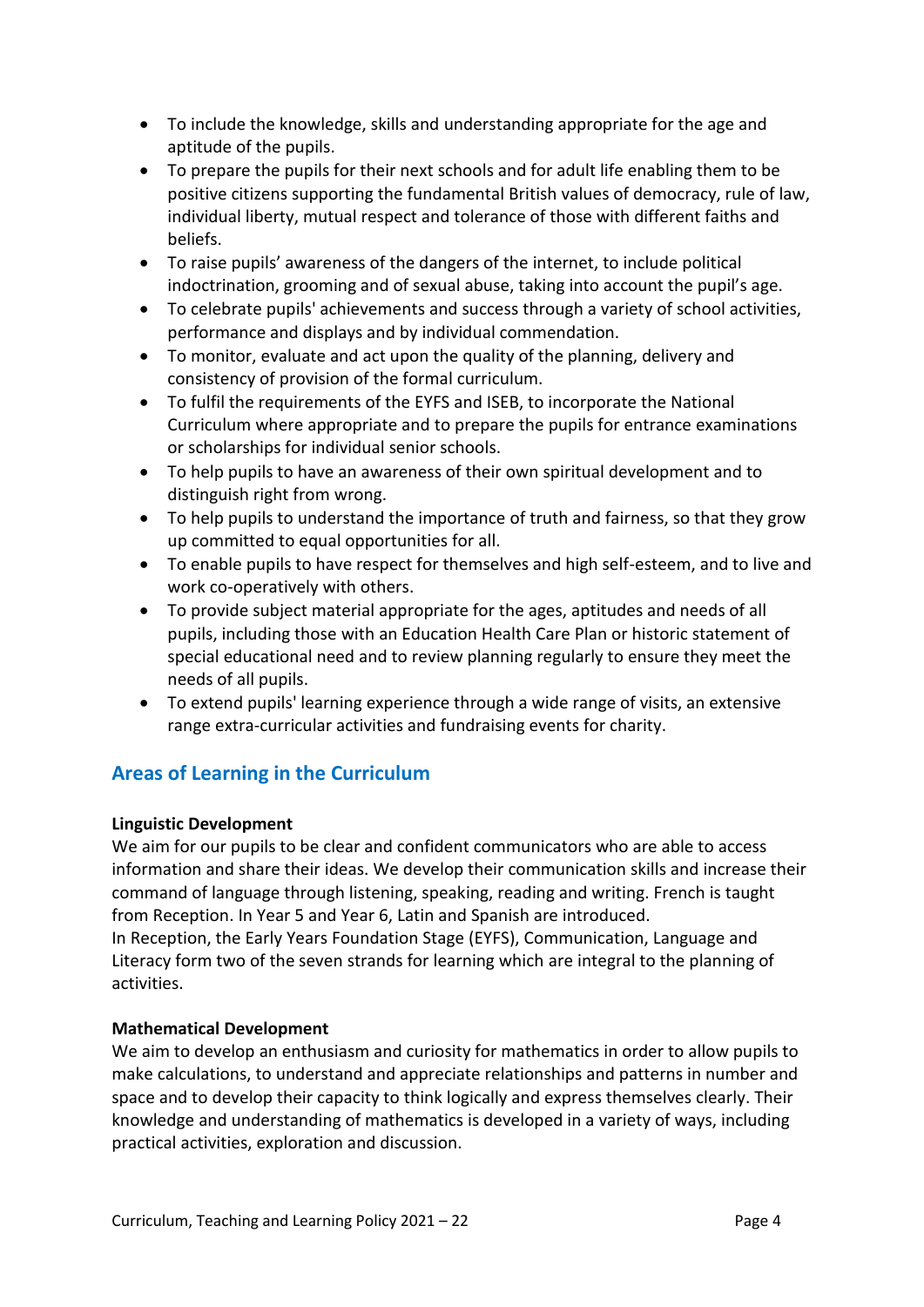- To include the knowledge, skills and understanding appropriate for the age and aptitude of the pupils.
- To prepare the pupils for their next schools and for adult life enabling them to be positive citizens supporting the fundamental British values of democracy, rule of law, individual liberty, mutual respect and tolerance of those with different faiths and beliefs.
- To raise pupils' awareness of the dangers of the internet, to include political indoctrination, grooming and of sexual abuse, taking into account the pupil's age.
- To celebrate pupils' achievements and success through a variety of school activities, performance and displays and by individual commendation.
- To monitor, evaluate and act upon the quality of the planning, delivery and consistency of provision of the formal curriculum.
- To fulfil the requirements of the EYFS and ISEB, to incorporate the National Curriculum where appropriate and to prepare the pupils for entrance examinations or scholarships for individual senior schools.
- To help pupils to have an awareness of their own spiritual development and to distinguish right from wrong.
- To help pupils to understand the importance of truth and fairness, so that they grow up committed to equal opportunities for all.
- To enable pupils to have respect for themselves and high self-esteem, and to live and work co-operatively with others.
- To provide subject material appropriate for the ages, aptitudes and needs of all pupils, including those with an Education Health Care Plan or historic statement of special educational need and to review planning regularly to ensure they meet the needs of all pupils.
- To extend pupils' learning experience through a wide range of visits, an extensive range extra-curricular activities and fundraising events for charity.

## Areas of Learning in the Curriculum

**Linguistic Development**

We aim for our pupils to be clear and confident communicators who are able to access information and share their ideas. We develop their communication skills and increase their command of language through listening, speaking, reading and writing. French is taught from Reception. In Year 5 and Year 6, Latin and Spanish are introduced.
In Reception, the Early Years Foundation Stage (EYFS), Communication, Language and Literacy form two of the seven strands for learning which are integral to the planning of activities.

**Mathematical Development**

We aim to develop an enthusiasm and curiosity for mathematics in order to allow pupils to make calculations, to understand and appreciate relationships and patterns in number and space and to develop their capacity to think logically and express themselves clearly. Their knowledge and understanding of mathematics is developed in a variety of ways, including practical activities, exploration and discussion.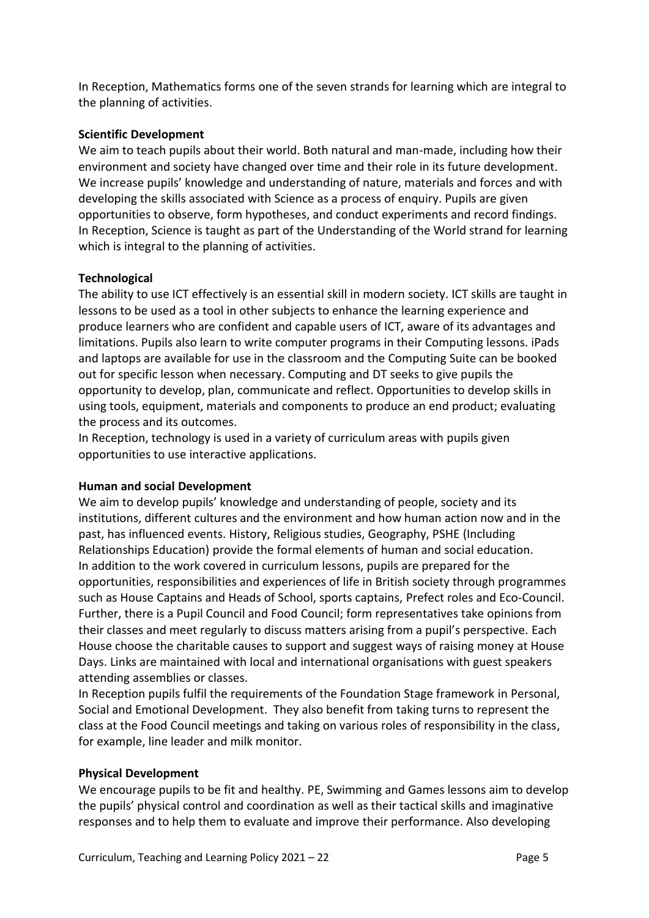In Reception, Mathematics forms one of the seven strands for learning which are integral to the planning of activities.

**Scientific Development**

We aim to teach pupils about their world. Both natural and man-made, including how their environment and society have changed over time and their role in its future development. We increase pupils' knowledge and understanding of nature, materials and forces and with developing the skills associated with Science as a process of enquiry. Pupils are given opportunities to observe, form hypotheses, and conduct experiments and record findings. In Reception, Science is taught as part of the Understanding of the World strand for learning which is integral to the planning of activities.

**Technological**

The ability to use ICT effectively is an essential skill in modern society. ICT skills are taught in lessons to be used as a tool in other subjects to enhance the learning experience and produce learners who are confident and capable users of ICT, aware of its advantages and limitations. Pupils also learn to write computer programs in their Computing lessons. iPads and laptops are available for use in the classroom and the Computing Suite can be booked out for specific lesson when necessary. Computing and DT seeks to give pupils the opportunity to develop, plan, communicate and reflect. Opportunities to develop skills in using tools, equipment, materials and components to produce an end product; evaluating the process and its outcomes.

In Reception, technology is used in a variety of curriculum areas with pupils given opportunities to use interactive applications.

**Human and social Development**

We aim to develop pupils' knowledge and understanding of people, society and its institutions, different cultures and the environment and how human action now and in the past, has influenced events. History, Religious studies, Geography, PSHE (Including Relationships Education) provide the formal elements of human and social education.

In addition to the work covered in curriculum lessons, pupils are prepared for the opportunities, responsibilities and experiences of life in British society through programmes such as House Captains and Heads of School, sports captains, Prefect roles and Eco-Council. Further, there is a Pupil Council and Food Council; form representatives take opinions from their classes and meet regularly to discuss matters arising from a pupil's perspective. Each House choose the charitable causes to support and suggest ways of raising money at House Days. Links are maintained with local and international organisations with guest speakers attending assemblies or classes.

In Reception pupils fulfil the requirements of the Foundation Stage framework in Personal, Social and Emotional Development. They also benefit from taking turns to represent the class at the Food Council meetings and taking on various roles of responsibility in the class, for example, line leader and milk monitor.

**Physical Development**

We encourage pupils to be fit and healthy. PE, Swimming and Games lessons aim to develop the pupils' physical control and coordination as well as their tactical skills and imaginative responses and to help them to evaluate and improve their performance. Also developing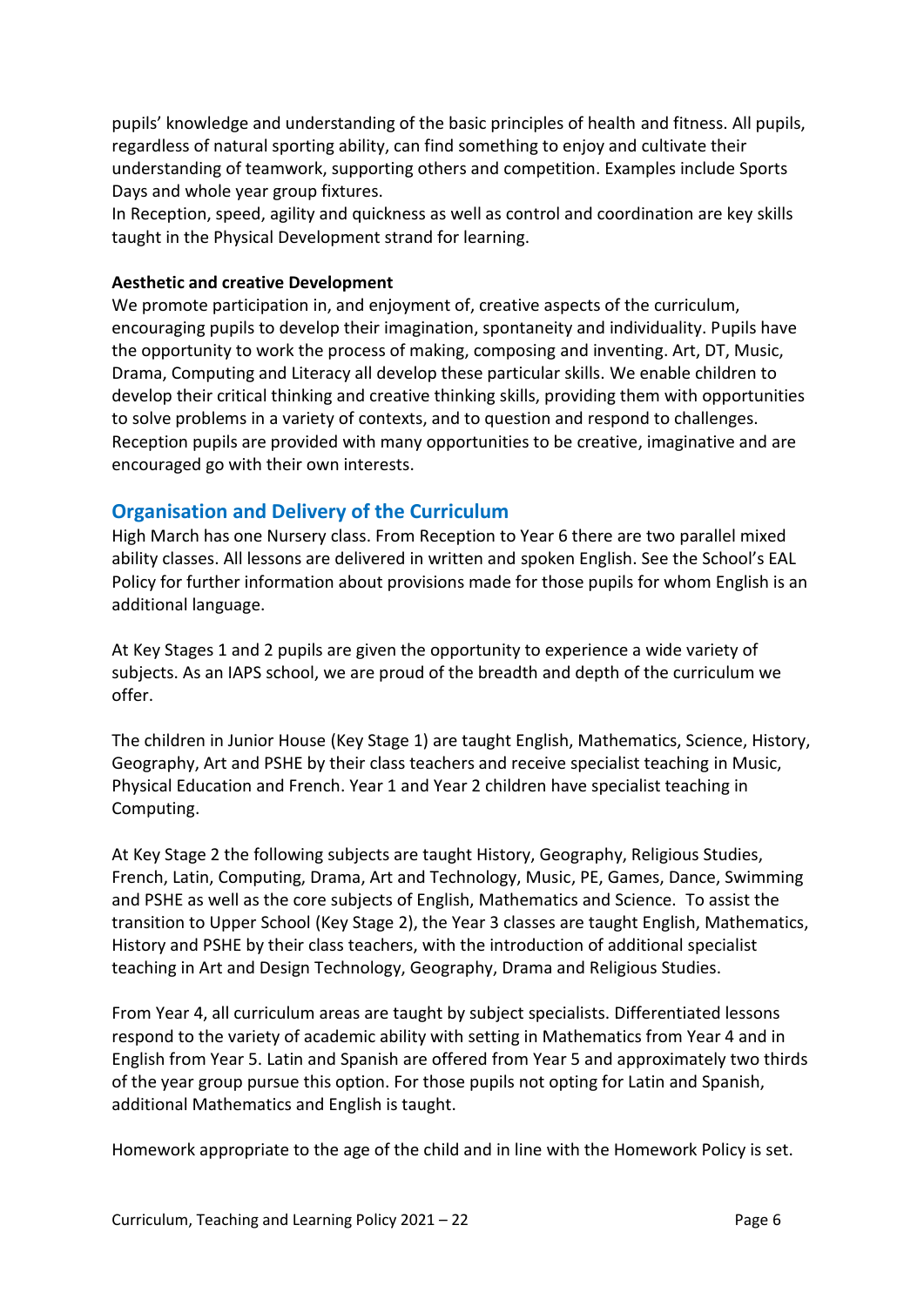pupils' knowledge and understanding of the basic principles of health and fitness. All pupils, regardless of natural sporting ability, can find something to enjoy and cultivate their understanding of teamwork, supporting others and competition. Examples include Sports Days and whole year group fixtures.
In Reception, speed, agility and quickness as well as control and coordination are key skills taught in the Physical Development strand for learning.

**Aesthetic and creative Development**
We promote participation in, and enjoyment of, creative aspects of the curriculum, encouraging pupils to develop their imagination, spontaneity and individuality. Pupils have the opportunity to work the process of making, composing and inventing. Art, DT, Music, Drama, Computing and Literacy all develop these particular skills. We enable children to develop their critical thinking and creative thinking skills, providing them with opportunities to solve problems in a variety of contexts, and to question and respond to challenges. Reception pupils are provided with many opportunities to be creative, imaginative and are encouraged go with their own interests.

## Organisation and Delivery of the Curriculum

High March has one Nursery class. From Reception to Year 6 there are two parallel mixed ability classes. All lessons are delivered in written and spoken English. See the School's EAL Policy for further information about provisions made for those pupils for whom English is an additional language.

At Key Stages 1 and 2 pupils are given the opportunity to experience a wide variety of subjects. As an IAPS school, we are proud of the breadth and depth of the curriculum we offer.

The children in Junior House (Key Stage 1) are taught English, Mathematics, Science, History, Geography, Art and PSHE by their class teachers and receive specialist teaching in Music, Physical Education and French. Year 1 and Year 2 children have specialist teaching in Computing.

At Key Stage 2 the following subjects are taught History, Geography, Religious Studies, French, Latin, Computing, Drama, Art and Technology, Music, PE, Games, Dance, Swimming and PSHE as well as the core subjects of English, Mathematics and Science. To assist the transition to Upper School (Key Stage 2), the Year 3 classes are taught English, Mathematics, History and PSHE by their class teachers, with the introduction of additional specialist teaching in Art and Design Technology, Geography, Drama and Religious Studies.

From Year 4, all curriculum areas are taught by subject specialists. Differentiated lessons respond to the variety of academic ability with setting in Mathematics from Year 4 and in English from Year 5. Latin and Spanish are offered from Year 5 and approximately two thirds of the year group pursue this option. For those pupils not opting for Latin and Spanish, additional Mathematics and English is taught.

Homework appropriate to the age of the child and in line with the Homework Policy is set.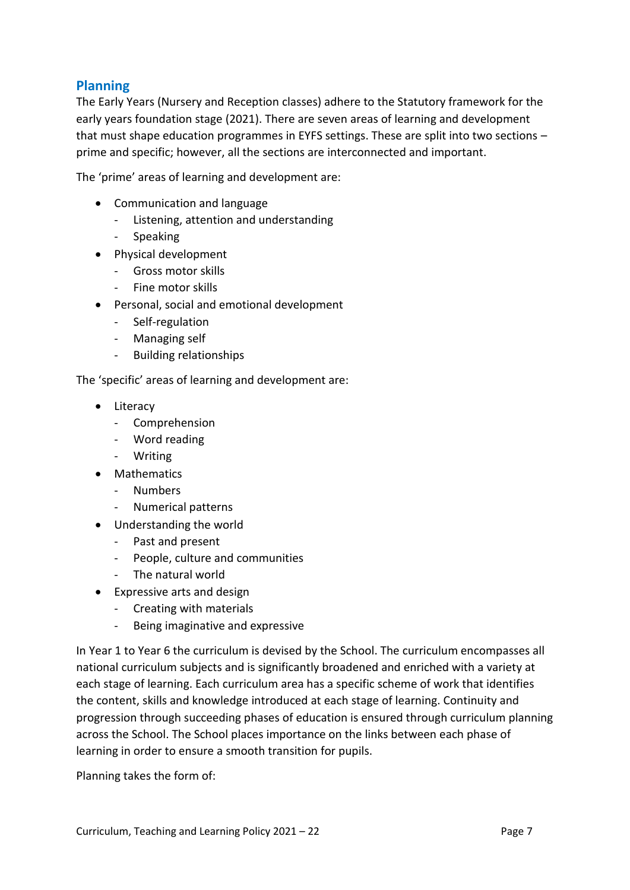## Planning

The Early Years (Nursery and Reception classes) adhere to the Statutory framework for the early years foundation stage (2021). There are seven areas of learning and development that must shape education programmes in EYFS settings. These are split into two sections – prime and specific; however, all the sections are interconnected and important.

The 'prime' areas of learning and development are:

- Communication and language
  - Listening, attention and understanding
  - Speaking
- Physical development
  - Gross motor skills
  - Fine motor skills
- Personal, social and emotional development
  - Self-regulation
  - Managing self
  - Building relationships

The 'specific' areas of learning and development are:

- Literacy
  - Comprehension
  - Word reading
  - Writing
- Mathematics
  - Numbers
  - Numerical patterns
- Understanding the world
  - Past and present
  - People, culture and communities
  - The natural world
- Expressive arts and design
  - Creating with materials
  - Being imaginative and expressive

In Year 1 to Year 6 the curriculum is devised by the School. The curriculum encompasses all national curriculum subjects and is significantly broadened and enriched with a variety at each stage of learning. Each curriculum area has a specific scheme of work that identifies the content, skills and knowledge introduced at each stage of learning. Continuity and progression through succeeding phases of education is ensured through curriculum planning across the School. The School places importance on the links between each phase of learning in order to ensure a smooth transition for pupils.

Planning takes the form of: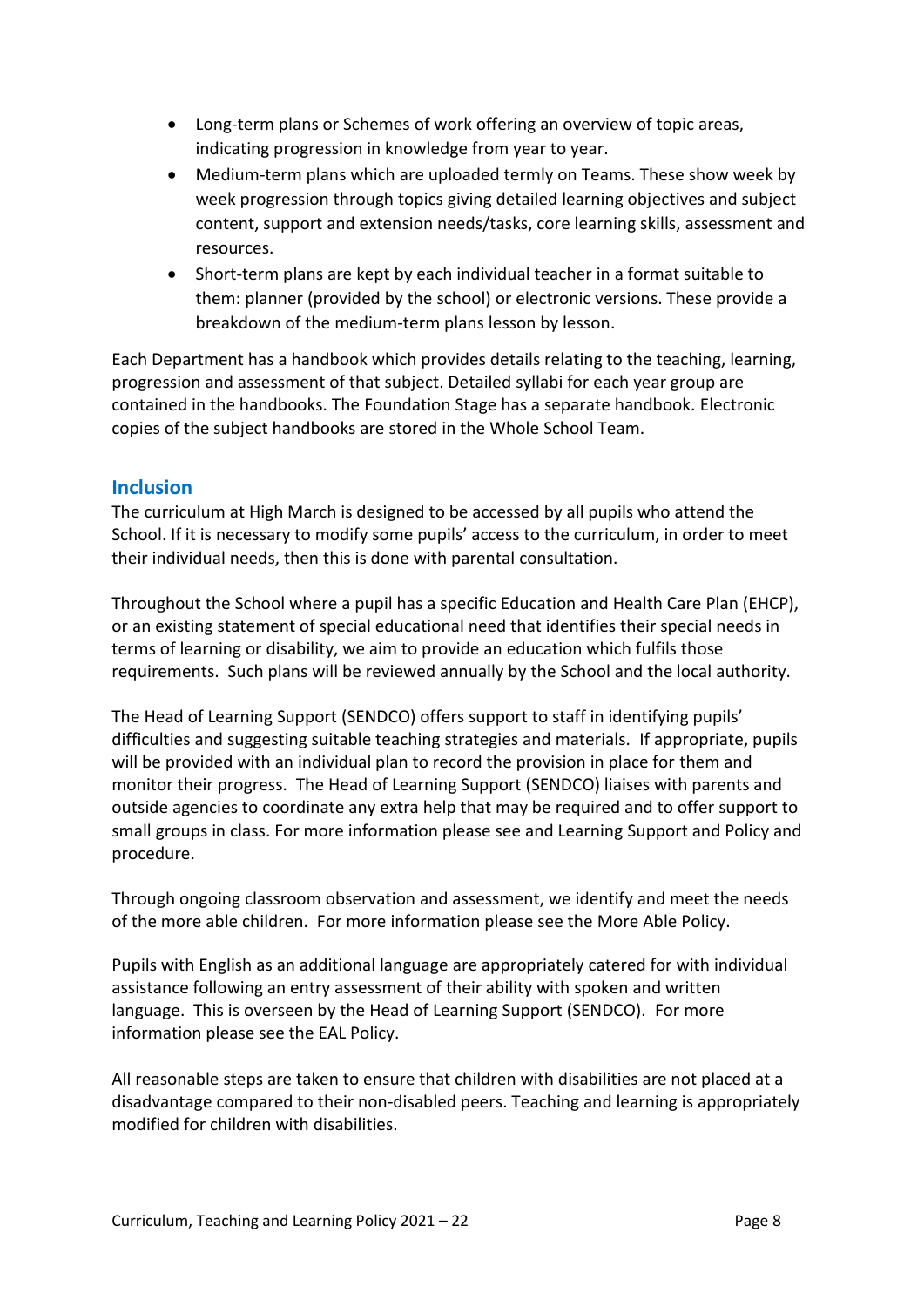- Long-term plans or Schemes of work offering an overview of topic areas, indicating progression in knowledge from year to year.
- Medium-term plans which are uploaded termly on Teams. These show week by week progression through topics giving detailed learning objectives and subject content, support and extension needs/tasks, core learning skills, assessment and resources.
- Short-term plans are kept by each individual teacher in a format suitable to them: planner (provided by the school) or electronic versions. These provide a breakdown of the medium-term plans lesson by lesson.

Each Department has a handbook which provides details relating to the teaching, learning, progression and assessment of that subject. Detailed syllabi for each year group are contained in the handbooks. The Foundation Stage has a separate handbook. Electronic copies of the subject handbooks are stored in the Whole School Team.

## Inclusion

The curriculum at High March is designed to be accessed by all pupils who attend the School. If it is necessary to modify some pupils' access to the curriculum, in order to meet their individual needs, then this is done with parental consultation.

Throughout the School where a pupil has a specific Education and Health Care Plan (EHCP), or an existing statement of special educational need that identifies their special needs in terms of learning or disability, we aim to provide an education which fulfils those requirements. Such plans will be reviewed annually by the School and the local authority.

The Head of Learning Support (SENDCO) offers support to staff in identifying pupils' difficulties and suggesting suitable teaching strategies and materials. If appropriate, pupils will be provided with an individual plan to record the provision in place for them and monitor their progress. The Head of Learning Support (SENDCO) liaises with parents and outside agencies to coordinate any extra help that may be required and to offer support to small groups in class. For more information please see and Learning Support and Policy and procedure.

Through ongoing classroom observation and assessment, we identify and meet the needs of the more able children. For more information please see the More Able Policy.

Pupils with English as an additional language are appropriately catered for with individual assistance following an entry assessment of their ability with spoken and written language. This is overseen by the Head of Learning Support (SENDCO). For more information please see the EAL Policy.

All reasonable steps are taken to ensure that children with disabilities are not placed at a disadvantage compared to their non-disabled peers. Teaching and learning is appropriately modified for children with disabilities.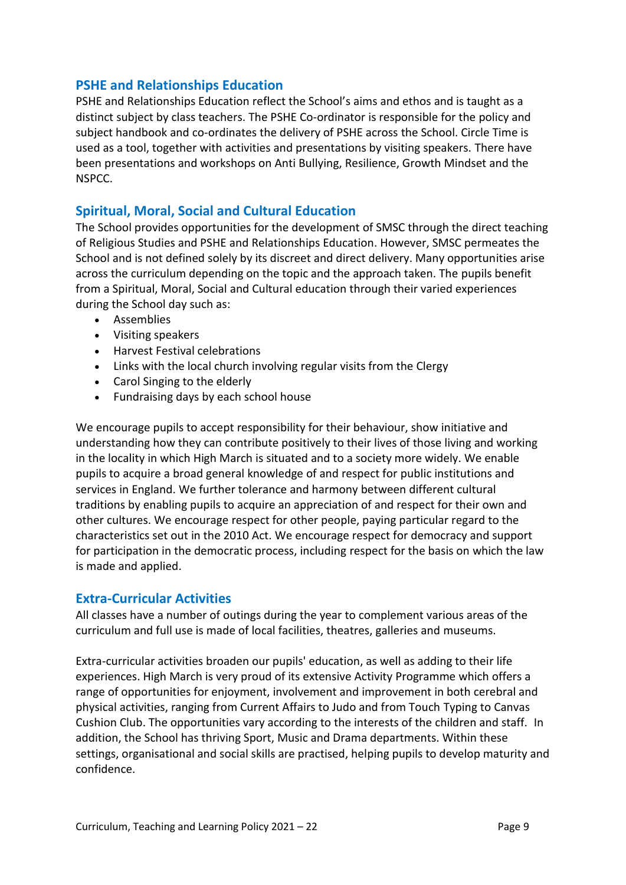## PSHE and Relationships Education

PSHE and Relationships Education reflect the School's aims and ethos and is taught as a distinct subject by class teachers. The PSHE Co-ordinator is responsible for the policy and subject handbook and co-ordinates the delivery of PSHE across the School. Circle Time is used as a tool, together with activities and presentations by visiting speakers. There have been presentations and workshops on Anti Bullying, Resilience, Growth Mindset and the NSPCC.

## Spiritual, Moral, Social and Cultural Education

The School provides opportunities for the development of SMSC through the direct teaching of Religious Studies and PSHE and Relationships Education. However, SMSC permeates the School and is not defined solely by its discreet and direct delivery. Many opportunities arise across the curriculum depending on the topic and the approach taken. The pupils benefit from a Spiritual, Moral, Social and Cultural education through their varied experiences during the School day such as:

- Assemblies
- Visiting speakers
- Harvest Festival celebrations
- Links with the local church involving regular visits from the Clergy
- Carol Singing to the elderly
- Fundraising days by each school house

We encourage pupils to accept responsibility for their behaviour, show initiative and understanding how they can contribute positively to their lives of those living and working in the locality in which High March is situated and to a society more widely. We enable pupils to acquire a broad general knowledge of and respect for public institutions and services in England. We further tolerance and harmony between different cultural traditions by enabling pupils to acquire an appreciation of and respect for their own and other cultures. We encourage respect for other people, paying particular regard to the characteristics set out in the 2010 Act. We encourage respect for democracy and support for participation in the democratic process, including respect for the basis on which the law is made and applied.

## Extra-Curricular Activities

All classes have a number of outings during the year to complement various areas of the curriculum and full use is made of local facilities, theatres, galleries and museums.

Extra-curricular activities broaden our pupils' education, as well as adding to their life experiences. High March is very proud of its extensive Activity Programme which offers a range of opportunities for enjoyment, involvement and improvement in both cerebral and physical activities, ranging from Current Affairs to Judo and from Touch Typing to Canvas Cushion Club. The opportunities vary according to the interests of the children and staff. In addition, the School has thriving Sport, Music and Drama departments. Within these settings, organisational and social skills are practised, helping pupils to develop maturity and confidence.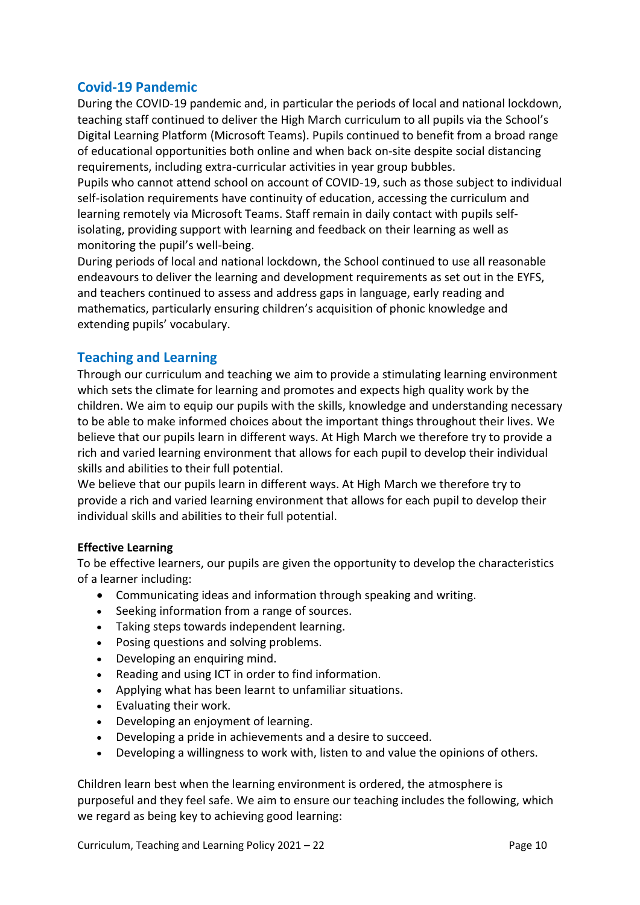## Covid-19 Pandemic

During the COVID-19 pandemic and, in particular the periods of local and national lockdown, teaching staff continued to deliver the High March curriculum to all pupils via the School's Digital Learning Platform (Microsoft Teams). Pupils continued to benefit from a broad range of educational opportunities both online and when back on-site despite social distancing requirements, including extra-curricular activities in year group bubbles.

Pupils who cannot attend school on account of COVID-19, such as those subject to individual self-isolation requirements have continuity of education, accessing the curriculum and learning remotely via Microsoft Teams. Staff remain in daily contact with pupils self-isolating, providing support with learning and feedback on their learning as well as monitoring the pupil's well-being.

During periods of local and national lockdown, the School continued to use all reasonable endeavours to deliver the learning and development requirements as set out in the EYFS, and teachers continued to assess and address gaps in language, early reading and mathematics, particularly ensuring children's acquisition of phonic knowledge and extending pupils' vocabulary.

## Teaching and Learning

Through our curriculum and teaching we aim to provide a stimulating learning environment which sets the climate for learning and promotes and expects high quality work by the children. We aim to equip our pupils with the skills, knowledge and understanding necessary to be able to make informed choices about the important things throughout their lives. We believe that our pupils learn in different ways. At High March we therefore try to provide a rich and varied learning environment that allows for each pupil to develop their individual skills and abilities to their full potential.

We believe that our pupils learn in different ways. At High March we therefore try to provide a rich and varied learning environment that allows for each pupil to develop their individual skills and abilities to their full potential.

**Effective Learning**

To be effective learners, our pupils are given the opportunity to develop the characteristics of a learner including:

- Communicating ideas and information through speaking and writing.
- Seeking information from a range of sources.
- Taking steps towards independent learning.
- Posing questions and solving problems.
- Developing an enquiring mind.
- Reading and using ICT in order to find information.
- Applying what has been learnt to unfamiliar situations.
- Evaluating their work.
- Developing an enjoyment of learning.
- Developing a pride in achievements and a desire to succeed.
- Developing a willingness to work with, listen to and value the opinions of others.

Children learn best when the learning environment is ordered, the atmosphere is purposeful and they feel safe. We aim to ensure our teaching includes the following, which we regard as being key to achieving good learning: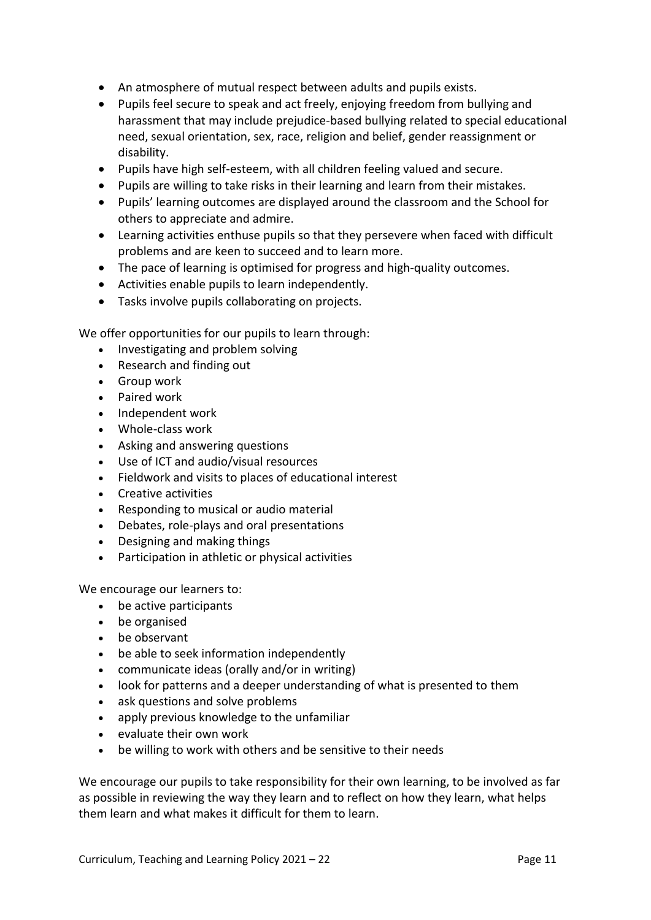- An atmosphere of mutual respect between adults and pupils exists.
- Pupils feel secure to speak and act freely, enjoying freedom from bullying and harassment that may include prejudice-based bullying related to special educational need, sexual orientation, sex, race, religion and belief, gender reassignment or disability.
- Pupils have high self-esteem, with all children feeling valued and secure.
- Pupils are willing to take risks in their learning and learn from their mistakes.
- Pupils' learning outcomes are displayed around the classroom and the School for others to appreciate and admire.
- Learning activities enthuse pupils so that they persevere when faced with difficult problems and are keen to succeed and to learn more.
- The pace of learning is optimised for progress and high-quality outcomes.
- Activities enable pupils to learn independently.
- Tasks involve pupils collaborating on projects.

We offer opportunities for our pupils to learn through:

- Investigating and problem solving
- Research and finding out
- Group work
- Paired work
- Independent work
- Whole-class work
- Asking and answering questions
- Use of ICT and audio/visual resources
- Fieldwork and visits to places of educational interest
- Creative activities
- Responding to musical or audio material
- Debates, role-plays and oral presentations
- Designing and making things
- Participation in athletic or physical activities

We encourage our learners to:

- be active participants
- be organised
- be observant
- be able to seek information independently
- communicate ideas (orally and/or in writing)
- look for patterns and a deeper understanding of what is presented to them
- ask questions and solve problems
- apply previous knowledge to the unfamiliar
- evaluate their own work
- be willing to work with others and be sensitive to their needs

We encourage our pupils to take responsibility for their own learning, to be involved as far as possible in reviewing the way they learn and to reflect on how they learn, what helps them learn and what makes it difficult for them to learn.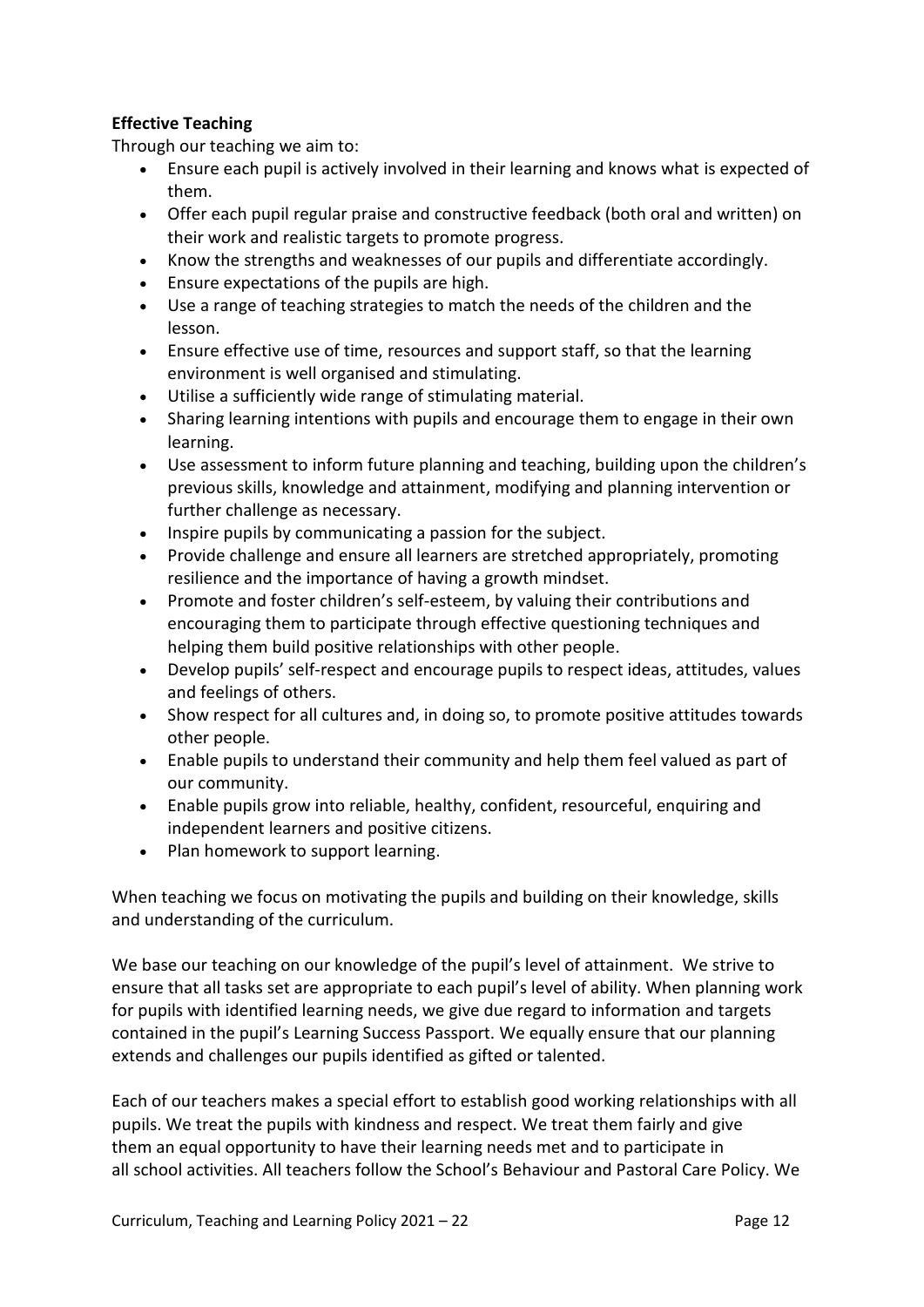**Effective Teaching**

Through our teaching we aim to:

- Ensure each pupil is actively involved in their learning and knows what is expected of them.
- Offer each pupil regular praise and constructive feedback (both oral and written) on their work and realistic targets to promote progress.
- Know the strengths and weaknesses of our pupils and differentiate accordingly.
- Ensure expectations of the pupils are high.
- Use a range of teaching strategies to match the needs of the children and the lesson.
- Ensure effective use of time, resources and support staff, so that the learning environment is well organised and stimulating.
- Utilise a sufficiently wide range of stimulating material.
- Sharing learning intentions with pupils and encourage them to engage in their own learning.
- Use assessment to inform future planning and teaching, building upon the children's previous skills, knowledge and attainment, modifying and planning intervention or further challenge as necessary.
- Inspire pupils by communicating a passion for the subject.
- Provide challenge and ensure all learners are stretched appropriately, promoting resilience and the importance of having a growth mindset.
- Promote and foster children's self-esteem, by valuing their contributions and encouraging them to participate through effective questioning techniques and helping them build positive relationships with other people.
- Develop pupils' self-respect and encourage pupils to respect ideas, attitudes, values and feelings of others.
- Show respect for all cultures and, in doing so, to promote positive attitudes towards other people.
- Enable pupils to understand their community and help them feel valued as part of our community.
- Enable pupils grow into reliable, healthy, confident, resourceful, enquiring and independent learners and positive citizens.
- Plan homework to support learning.

When teaching we focus on motivating the pupils and building on their knowledge, skills and understanding of the curriculum.

We base our teaching on our knowledge of the pupil's level of attainment. We strive to ensure that all tasks set are appropriate to each pupil's level of ability. When planning work for pupils with identified learning needs, we give due regard to information and targets contained in the pupil's Learning Success Passport. We equally ensure that our planning extends and challenges our pupils identified as gifted or talented.

Each of our teachers makes a special effort to establish good working relationships with all pupils. We treat the pupils with kindness and respect. We treat them fairly and give them an equal opportunity to have their learning needs met and to participate in all school activities. All teachers follow the School's Behaviour and Pastoral Care Policy. We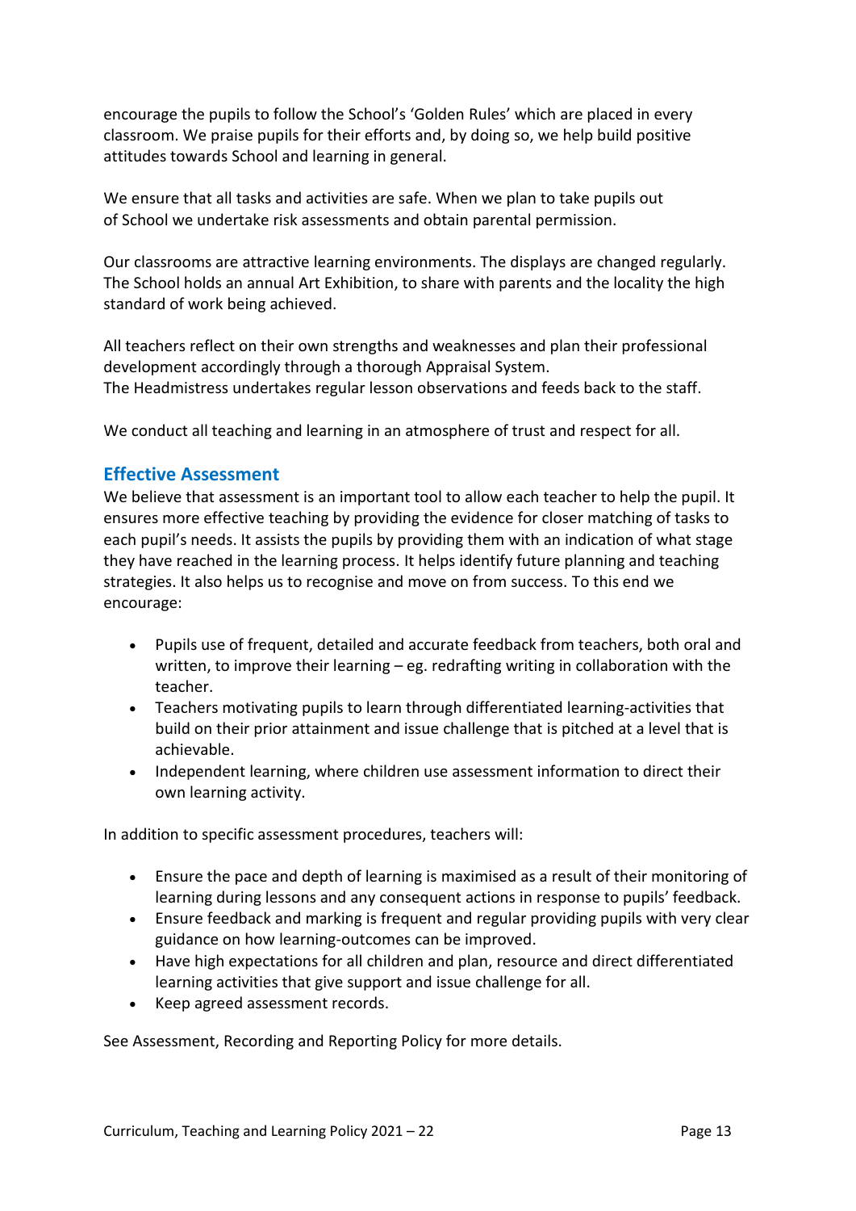encourage the pupils to follow the School's 'Golden Rules' which are placed in every classroom. We praise pupils for their efforts and, by doing so, we help build positive attitudes towards School and learning in general.

We ensure that all tasks and activities are safe. When we plan to take pupils out of School we undertake risk assessments and obtain parental permission.

Our classrooms are attractive learning environments. The displays are changed regularly. The School holds an annual Art Exhibition, to share with parents and the locality the high standard of work being achieved.

All teachers reflect on their own strengths and weaknesses and plan their professional development accordingly through a thorough Appraisal System.
The Headmistress undertakes regular lesson observations and feeds back to the staff.

We conduct all teaching and learning in an atmosphere of trust and respect for all.

## Effective Assessment

We believe that assessment is an important tool to allow each teacher to help the pupil. It ensures more effective teaching by providing the evidence for closer matching of tasks to each pupil's needs. It assists the pupils by providing them with an indication of what stage they have reached in the learning process. It helps identify future planning and teaching strategies. It also helps us to recognise and move on from success. To this end we encourage:

- Pupils use of frequent, detailed and accurate feedback from teachers, both oral and written, to improve their learning – eg. redrafting writing in collaboration with the teacher.
- Teachers motivating pupils to learn through differentiated learning-activities that build on their prior attainment and issue challenge that is pitched at a level that is achievable.
- Independent learning, where children use assessment information to direct their own learning activity.

In addition to specific assessment procedures, teachers will:

- Ensure the pace and depth of learning is maximised as a result of their monitoring of learning during lessons and any consequent actions in response to pupils' feedback.
- Ensure feedback and marking is frequent and regular providing pupils with very clear guidance on how learning-outcomes can be improved.
- Have high expectations for all children and plan, resource and direct differentiated learning activities that give support and issue challenge for all.
- Keep agreed assessment records.

See Assessment, Recording and Reporting Policy for more details.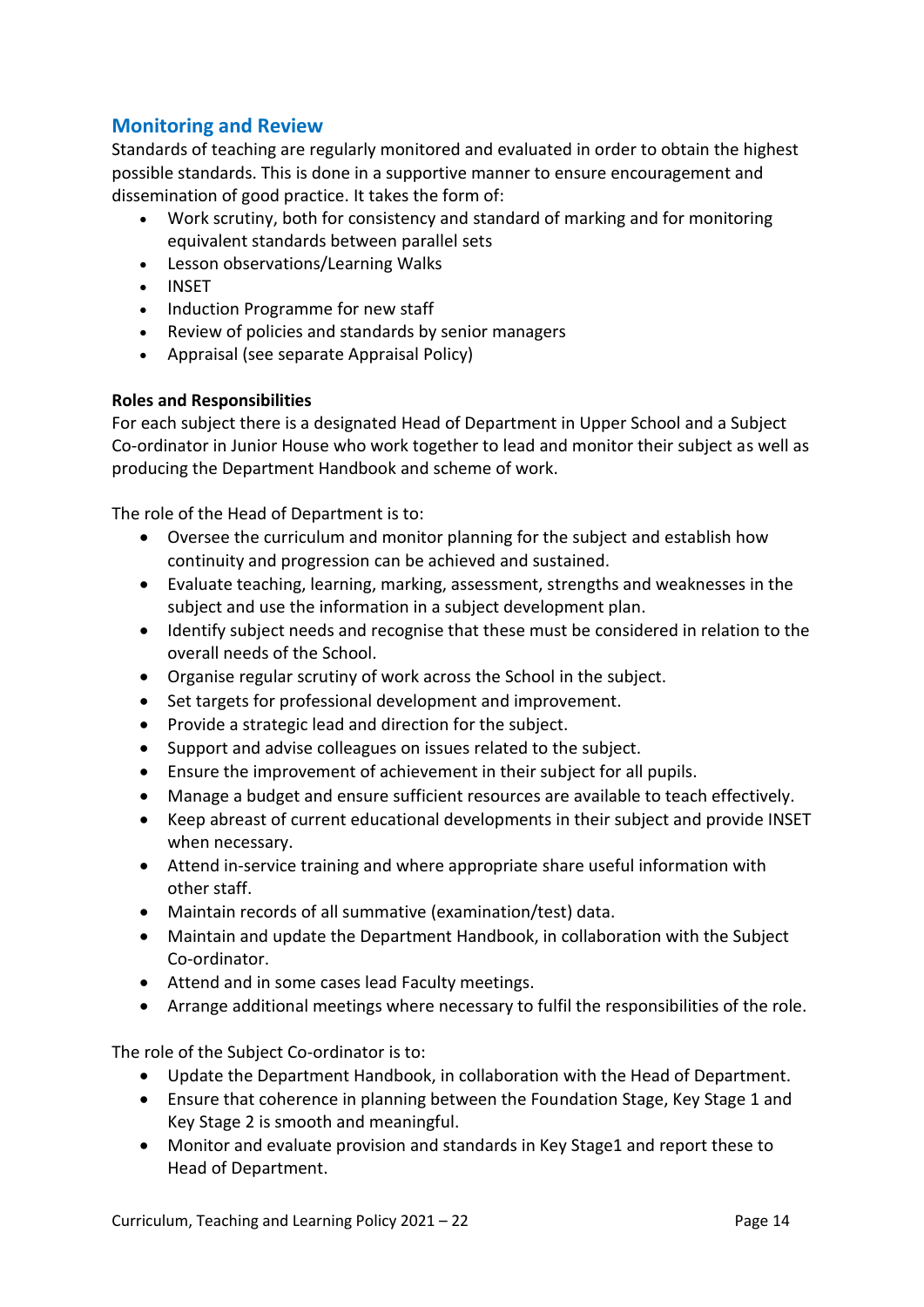## Monitoring and Review

Standards of teaching are regularly monitored and evaluated in order to obtain the highest possible standards. This is done in a supportive manner to ensure encouragement and dissemination of good practice. It takes the form of:

- Work scrutiny, both for consistency and standard of marking and for monitoring equivalent standards between parallel sets
- Lesson observations/Learning Walks
- INSET
- Induction Programme for new staff
- Review of policies and standards by senior managers
- Appraisal (see separate Appraisal Policy)

**Roles and Responsibilities**

For each subject there is a designated Head of Department in Upper School and a Subject Co-ordinator in Junior House who work together to lead and monitor their subject as well as producing the Department Handbook and scheme of work.

The role of the Head of Department is to:

- Oversee the curriculum and monitor planning for the subject and establish how continuity and progression can be achieved and sustained.
- Evaluate teaching, learning, marking, assessment, strengths and weaknesses in the subject and use the information in a subject development plan.
- Identify subject needs and recognise that these must be considered in relation to the overall needs of the School.
- Organise regular scrutiny of work across the School in the subject.
- Set targets for professional development and improvement.
- Provide a strategic lead and direction for the subject.
- Support and advise colleagues on issues related to the subject.
- Ensure the improvement of achievement in their subject for all pupils.
- Manage a budget and ensure sufficient resources are available to teach effectively.
- Keep abreast of current educational developments in their subject and provide INSET when necessary.
- Attend in-service training and where appropriate share useful information with other staff.
- Maintain records of all summative (examination/test) data.
- Maintain and update the Department Handbook, in collaboration with the Subject Co-ordinator.
- Attend and in some cases lead Faculty meetings.
- Arrange additional meetings where necessary to fulfil the responsibilities of the role.

The role of the Subject Co-ordinator is to:

- Update the Department Handbook, in collaboration with the Head of Department.
- Ensure that coherence in planning between the Foundation Stage, Key Stage 1 and Key Stage 2 is smooth and meaningful.
- Monitor and evaluate provision and standards in Key Stage1 and report these to Head of Department.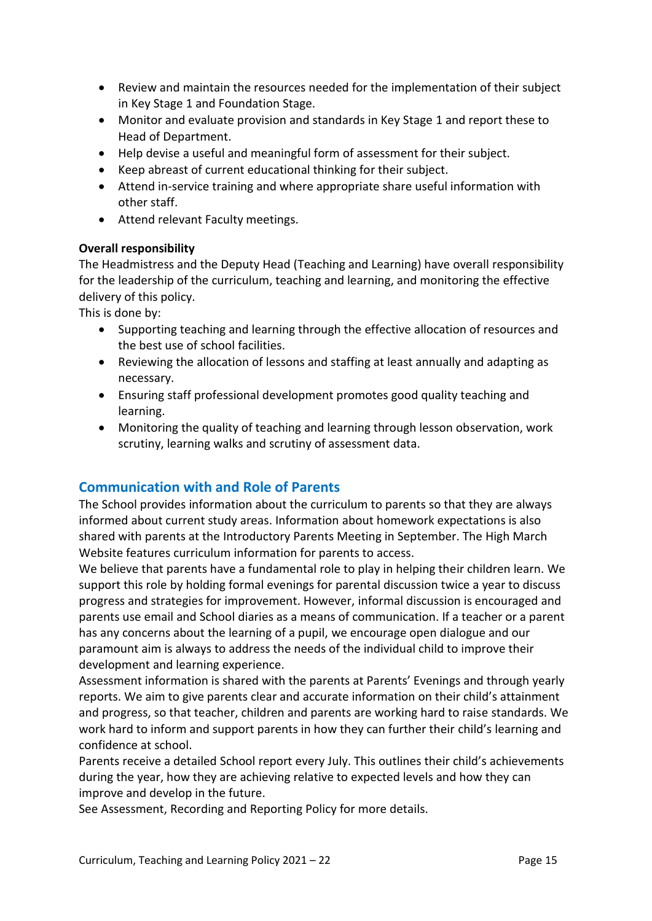- Review and maintain the resources needed for the implementation of their subject in Key Stage 1 and Foundation Stage.
- Monitor and evaluate provision and standards in Key Stage 1 and report these to Head of Department.
- Help devise a useful and meaningful form of assessment for their subject.
- Keep abreast of current educational thinking for their subject.
- Attend in-service training and where appropriate share useful information with other staff.
- Attend relevant Faculty meetings.

**Overall responsibility**

The Headmistress and the Deputy Head (Teaching and Learning) have overall responsibility for the leadership of the curriculum, teaching and learning, and monitoring the effective delivery of this policy.

This is done by:

- Supporting teaching and learning through the effective allocation of resources and the best use of school facilities.
- Reviewing the allocation of lessons and staffing at least annually and adapting as necessary.
- Ensuring staff professional development promotes good quality teaching and learning.
- Monitoring the quality of teaching and learning through lesson observation, work scrutiny, learning walks and scrutiny of assessment data.

## Communication with and Role of Parents

The School provides information about the curriculum to parents so that they are always informed about current study areas. Information about homework expectations is also shared with parents at the Introductory Parents Meeting in September. The High March Website features curriculum information for parents to access.

We believe that parents have a fundamental role to play in helping their children learn. We support this role by holding formal evenings for parental discussion twice a year to discuss progress and strategies for improvement. However, informal discussion is encouraged and parents use email and School diaries as a means of communication. If a teacher or a parent has any concerns about the learning of a pupil, we encourage open dialogue and our paramount aim is always to address the needs of the individual child to improve their development and learning experience.

Assessment information is shared with the parents at Parents' Evenings and through yearly reports. We aim to give parents clear and accurate information on their child's attainment and progress, so that teacher, children and parents are working hard to raise standards. We work hard to inform and support parents in how they can further their child's learning and confidence at school.

Parents receive a detailed School report every July. This outlines their child's achievements during the year, how they are achieving relative to expected levels and how they can improve and develop in the future.

See Assessment, Recording and Reporting Policy for more details.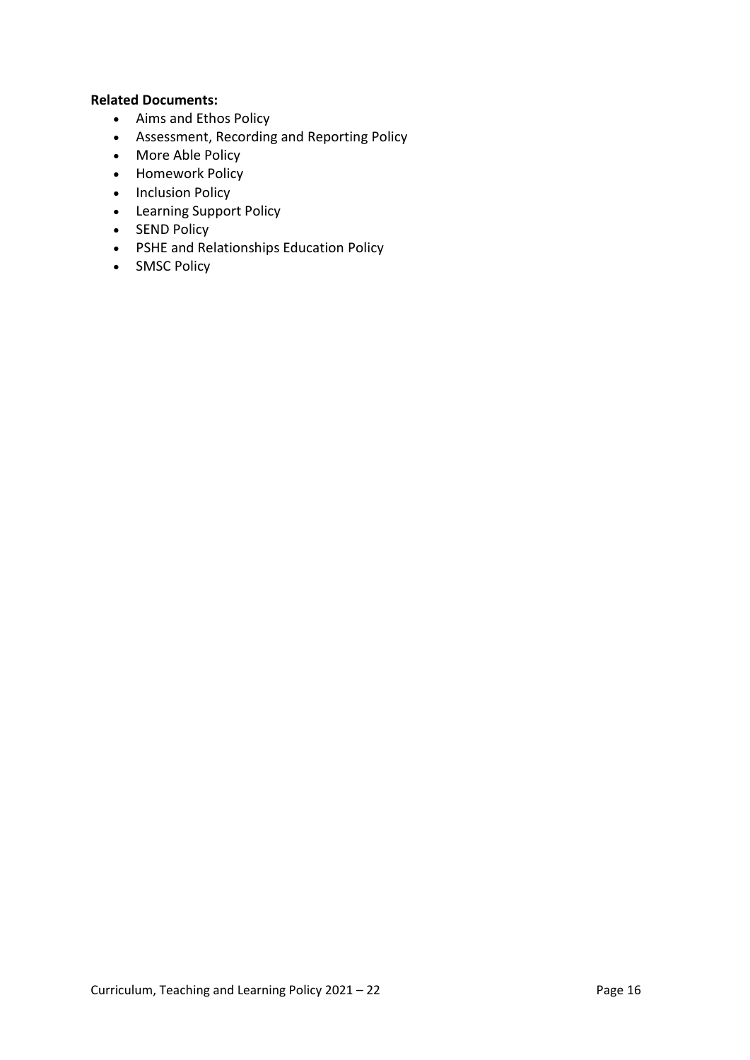**Related Documents:**

- Aims and Ethos Policy
- Assessment, Recording and Reporting Policy
- More Able Policy
- Homework Policy
- Inclusion Policy
- Learning Support Policy
- SEND Policy
- PSHE and Relationships Education Policy
- SMSC Policy